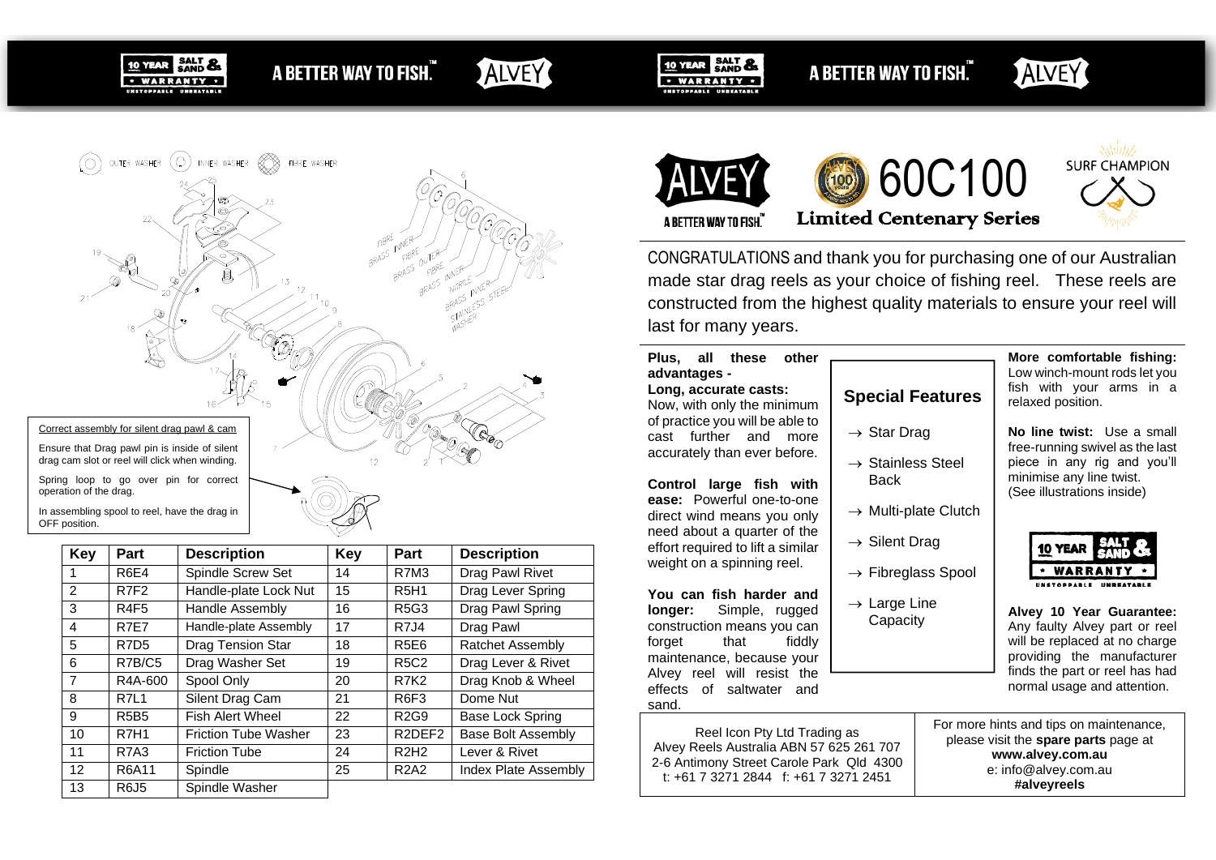A BETTER WAY TO FISH.™

OUTER WASHER INNER WASHER FIBRE WASHER

Correct assembly for silent drag pawl & cam

Ensure that Drag pawl pin is inside of silent drag cam slot or reel will click when winding.

Spring loop to go over pin for correct operation of the drag.

In assembling spool to reel, have the drag in OFF position.

| Key | Part | Description | Key | Part | Description |
|---|---|---|---|---|---|
| 1 | R6E4 | Spindle Screw Set | 14 | R7M3 | Drag Pawl Rivet |
| 2 | R7F2 | Handle-plate Lock Nut | 15 | R5H1 | Drag Lever Spring |
| 3 | R4F5 | Handle Assembly | 16 | R5G3 | Drag Pawl Spring |
| 4 | R7E7 | Handle-plate Assembly | 17 | R7J4 | Drag Pawl |
| 5 | R7D5 | Drag Tension Star | 18 | R5E6 | Ratchet Assembly |
| 6 | R7B/C5 | Drag Washer Set | 19 | R5C2 | Drag Lever & Rivet |
| 7 | R4A-600 | Spool Only | 20 | R7K2 | Drag Knob & Wheel |
| 8 | R7L1 | Silent Drag Cam | 21 | R6F3 | Dome Nut |
| 9 | R5B5 | Fish Alert Wheel | 22 | R2G9 | Base Lock Spring |
| 10 | R7H1 | Friction Tube Washer | 23 | R2DEF2 | Base Bolt Assembly |
| 11 | R7A3 | Friction Tube | 24 | R2H2 | Lever & Rivet |
| 12 | R6A11 | Spindle | 25 | R2A2 | Index Plate Assembly |
| 13 | R6J5 | Spindle Washer | | | |

# ALVEY 60C100

## Limited Centenary Series

SURF CHAMPION

CONGRATULATIONS and thank you for purchasing one of our Australian made star drag reels as your choice of fishing reel. These reels are constructed from the highest quality materials to ensure your reel will last for many years.

**Plus, all these other advantages -**

**Long, accurate casts:** Now, with only the minimum of practice you will be able to cast further and more accurately than ever before.

**Control large fish with ease:** Powerful one-to-one direct wind means you only need about a quarter of the effort required to lift a similar weight on a spinning reel.

**You can fish harder and longer:** Simple, rugged construction means you can forget that fiddly maintenance, because your Alvey reel will resist the effects of saltwater and sand.

## Special Features

- → Star Drag
- → Stainless Steel Back
- → Multi-plate Clutch
- → Silent Drag
- → Fibreglass Spool
- → Large Line Capacity

**More comfortable fishing:** Low winch-mount rods let you fish with your arms in a relaxed position.

**No line twist:** Use a small free-running swivel as the last piece in any rig and you'll minimise any line twist. (See illustrations inside)

10 YEAR SALT & SAND WARRANTY — UNSTOPPABLE UNBEATABLE

**Alvey 10 Year Guarantee:** Any faulty Alvey part or reel will be replaced at no charge providing the manufacturer finds the part or reel has had normal usage and attention.

Reel Icon Pty Ltd Trading as
Alvey Reels Australia ABN 57 625 261 707
2-6 Antimony Street Carole Park Qld 4300
t: +61 7 3271 2844 f: +61 7 3271 2451

For more hints and tips on maintenance, please visit the **spare parts** page at
**www.alvey.com.au**
e: info@alvey.com.au
**#alveyreels**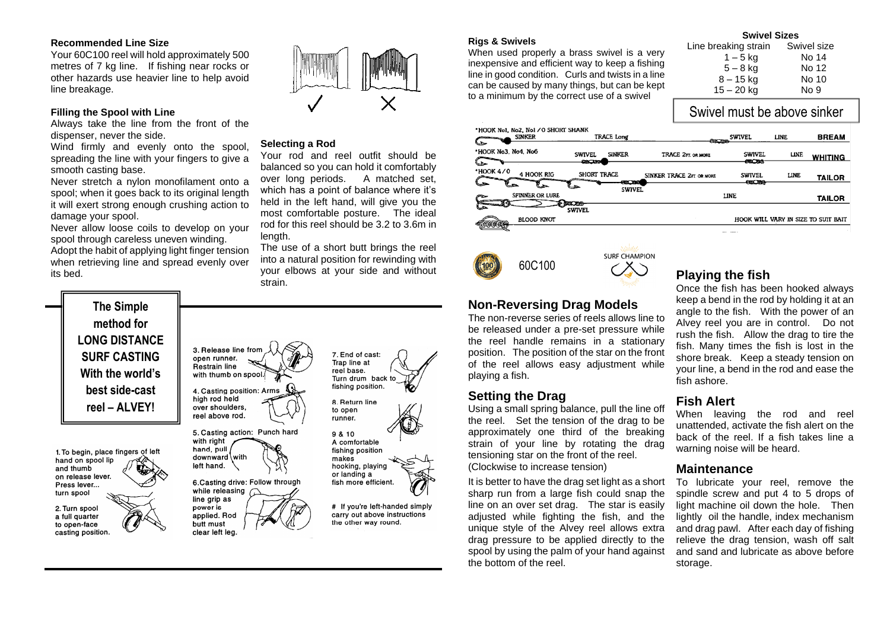### Recommended Line Size

Your 60C100 reel will hold approximately 500 metres of 7 kg line. If fishing near rocks or other hazards use heavier line to help avoid line breakage.

### Filling the Spool with Line

Always take the line from the front of the dispenser, never the side.

Wind firmly and evenly onto the spool, spreading the line with your fingers to give a smooth casting base.

Never stretch a nylon monofilament onto a spool; when it goes back to its original length it will exert strong enough crushing action to damage your spool.

Never allow loose coils to develop on your spool through careless uneven winding.

Adopt the habit of applying light finger tension when retrieving line and spread evenly over its bed.

✓ ✗

### Selecting a Rod

Your rod and reel outfit should be balanced so you can hold it comfortably over long periods. A matched set, which has a point of balance where it's held in the left hand, will give you the most comfortable posture. The ideal rod for this reel should be 3.2 to 3.6m in length.

The use of a short butt brings the reel into a natural position for rewinding with your elbows at your side and without strain.

## The Simple method for LONG DISTANCE SURF CASTING With the world's best side-cast reel – ALVEY!

1. To begin, place fingers of left hand on spool lip and thumb on release lever. Press lever... turn spool

2. Turn spool a full quarter to open-face casting position.

3. Release line from open runner. Restrain line with thumb on spool.

4. Casting position: Arms high rod held over shoulders, reel above rod.

5. Casting action: Punch hard with right hand, pull downward with left hand.

6. Casting drive: Follow through while releasing line grip as power is applied. Rod butt must clear left leg.

7. End of cast: Trap line at reel base. Turn drum back to fishing position.

8. Return line to open runner.

9 & 10 A comfortable fishing position makes hooking, playing or landing a fish more efficient.

# If you're left-handed simply carry out above instructions the other way round.

### Rigs & Swivels

When used properly a brass swivel is a very inexpensive and efficient way to keep a fishing line in good condition. Curls and twists in a line can be caused by many things, but can be kept to a minimum by the correct use of a swivel

**Swivel Sizes**

| Line breaking strain | Swivel size |
|---|---|
| 1 – 5 kg | No 14 |
| 5 – 8 kg | No 12 |
| 8 – 15 kg | No 10 |
| 15 – 20 kg | No 9 |

Swivel must be above sinker

*HOOK No1, No2, No1 /0 SHORT SHANK — SINKER — TRACE Long — SWIVEL — LINE — BREAM

*HOOK No3, No4, No6 — SWIVEL — SINKER — TRACE 2FT. OR MORE — SWIVEL — LINE — WHITING

*HOOK 4/0 — 4 HOOK RIG — SHORT TRACE — SWIVEL — SINKER TRACE 2FT OR MORE — SWIVEL — LINE — TAILOR

SPINNER OR LURE — SWIVEL — LINE — TAILOR

BLOOD KNOT — HOOK WILL VARY IN SIZE TO SUIT BAIT

60C100

SURF CHAMPION

## Non-Reversing Drag Models

The non-reverse series of reels allows line to be released under a pre-set pressure while the reel handle remains in a stationary position. The position of the star on the front of the reel allows easy adjustment while playing a fish.

## Setting the Drag

Using a small spring balance, pull the line off the reel. Set the tension of the drag to be approximately one third of the breaking strain of your line by rotating the drag tensioning star on the front of the reel. (Clockwise to increase tension)

It is better to have the drag set light as a short sharp run from a large fish could snap the line on an over set drag. The star is easily adjusted while fighting the fish, and the unique style of the Alvey reel allows extra drag pressure to be applied directly to the spool by using the palm of your hand against the bottom of the reel.

## Playing the fish

Once the fish has been hooked always keep a bend in the rod by holding it at an angle to the fish. With the power of an Alvey reel you are in control. Do not rush the fish. Allow the drag to tire the fish. Many times the fish is lost in the shore break. Keep a steady tension on your line, a bend in the rod and ease the fish ashore.

## Fish Alert

When leaving the rod and reel unattended, activate the fish alert on the back of the reel. If a fish takes line a warning noise will be heard.

## Maintenance

To lubricate your reel, remove the spindle screw and put 4 to 5 drops of light machine oil down the hole. Then lightly oil the handle, index mechanism and drag pawl. After each day of fishing relieve the drag tension, wash off salt and sand and lubricate as above before storage.